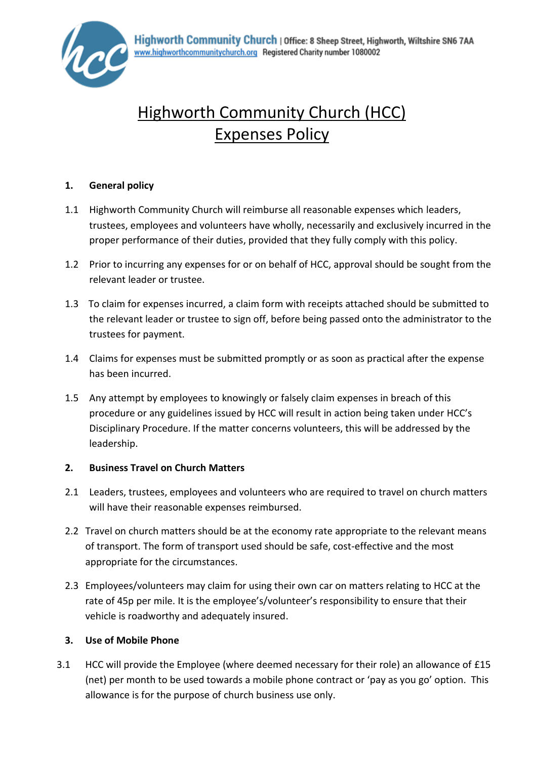Highworth Community Church | Office: 8 Sheep Street, Highworth, Wiltshire SN6 7AA
www.highworthcommunitychurch.org Registered Charity number 1080002

# Highworth Community Church (HCC)
# Expenses Policy

**1. General policy**

1.1 Highworth Community Church will reimburse all reasonable expenses which leaders, trustees, employees and volunteers have wholly, necessarily and exclusively incurred in the proper performance of their duties, provided that they fully comply with this policy.

1.2 Prior to incurring any expenses for or on behalf of HCC, approval should be sought from the relevant leader or trustee.

1.3 To claim for expenses incurred, a claim form with receipts attached should be submitted to the relevant leader or trustee to sign off, before being passed onto the administrator to the trustees for payment.

1.4 Claims for expenses must be submitted promptly or as soon as practical after the expense has been incurred.

1.5 Any attempt by employees to knowingly or falsely claim expenses in breach of this procedure or any guidelines issued by HCC will result in action being taken under HCC's Disciplinary Procedure. If the matter concerns volunteers, this will be addressed by the leadership.

**2. Business Travel on Church Matters**

2.1 Leaders, trustees, employees and volunteers who are required to travel on church matters will have their reasonable expenses reimbursed.

2.2 Travel on church matters should be at the economy rate appropriate to the relevant means of transport. The form of transport used should be safe, cost-effective and the most appropriate for the circumstances.

2.3 Employees/volunteers may claim for using their own car on matters relating to HCC at the rate of 45p per mile. It is the employee's/volunteer's responsibility to ensure that their vehicle is roadworthy and adequately insured.

**3. Use of Mobile Phone**

3.1 HCC will provide the Employee (where deemed necessary for their role) an allowance of £15 (net) per month to be used towards a mobile phone contract or 'pay as you go' option. This allowance is for the purpose of church business use only.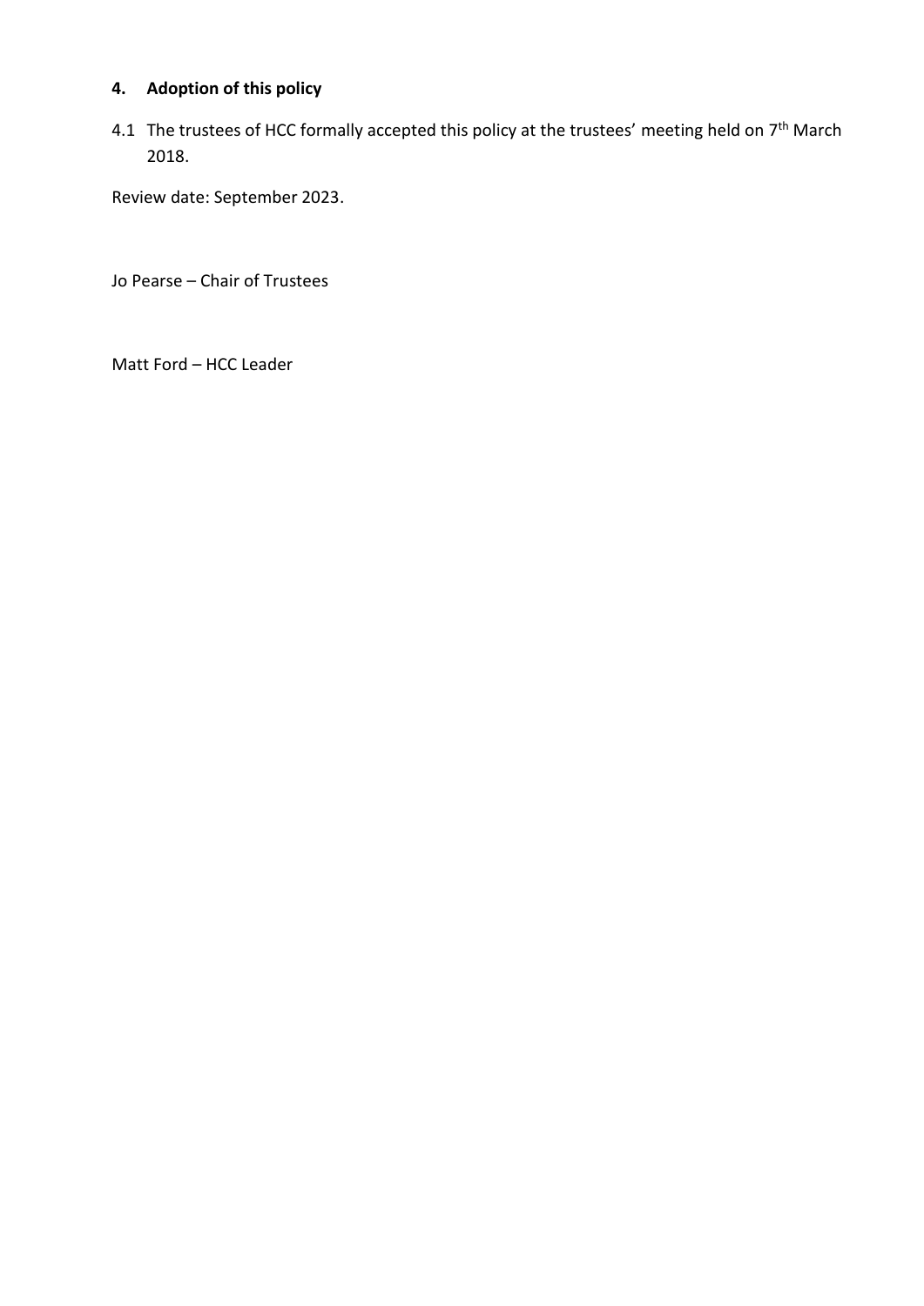## 4. Adoption of this policy

4.1 The trustees of HCC formally accepted this policy at the trustees' meeting held on 7th March 2018.

Review date: September 2023.

Jo Pearse – Chair of Trustees

Matt Ford – HCC Leader